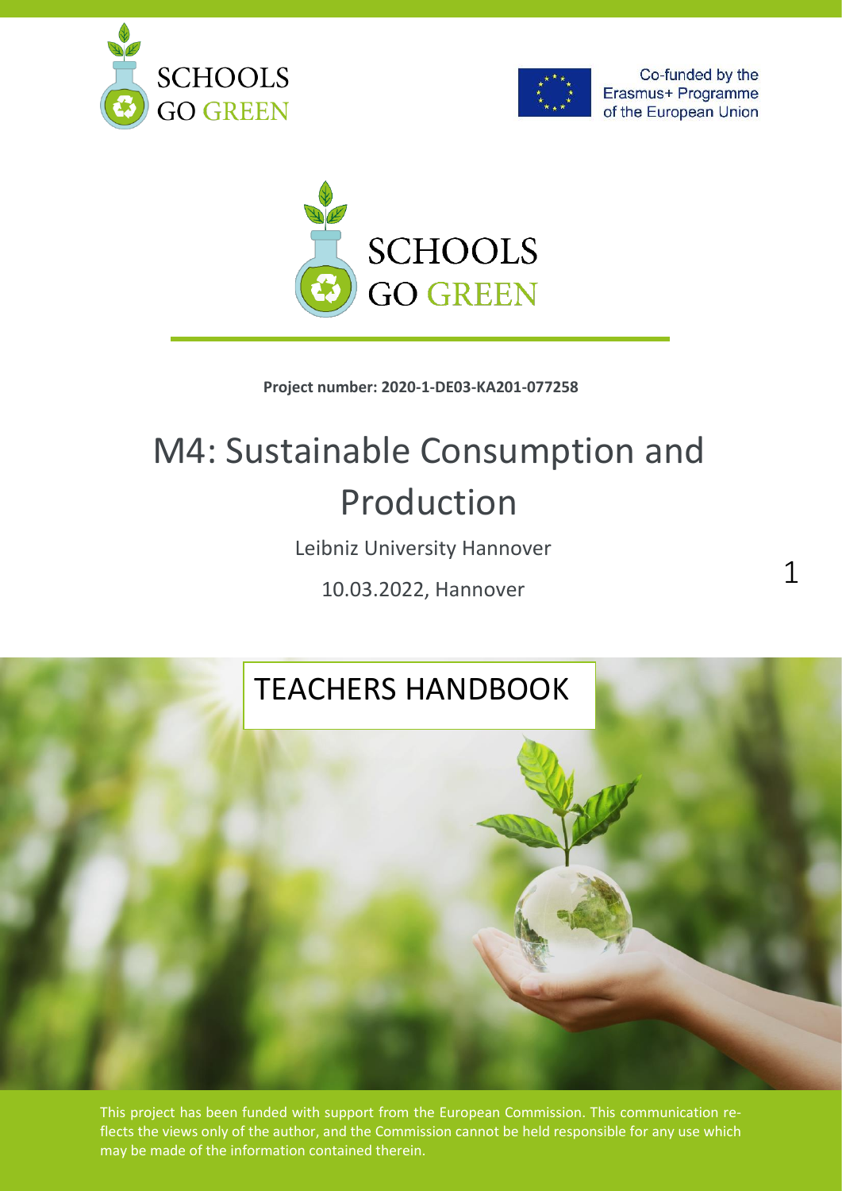SCHOOLS GO GREEN

Co-funded by the Erasmus+ Programme of the European Union

**Project number: 2020-1-DE03-KA201-077258**

# M4: Sustainable Consumption and Production

Leibniz University Hannover

10.03.2022, Hannover

## TEACHERS HANDBOOK

This project has been funded with support from the European Commission. This communication reflects the views only of the author, and the Commission cannot be held responsible for any use which may be made of the information contained therein.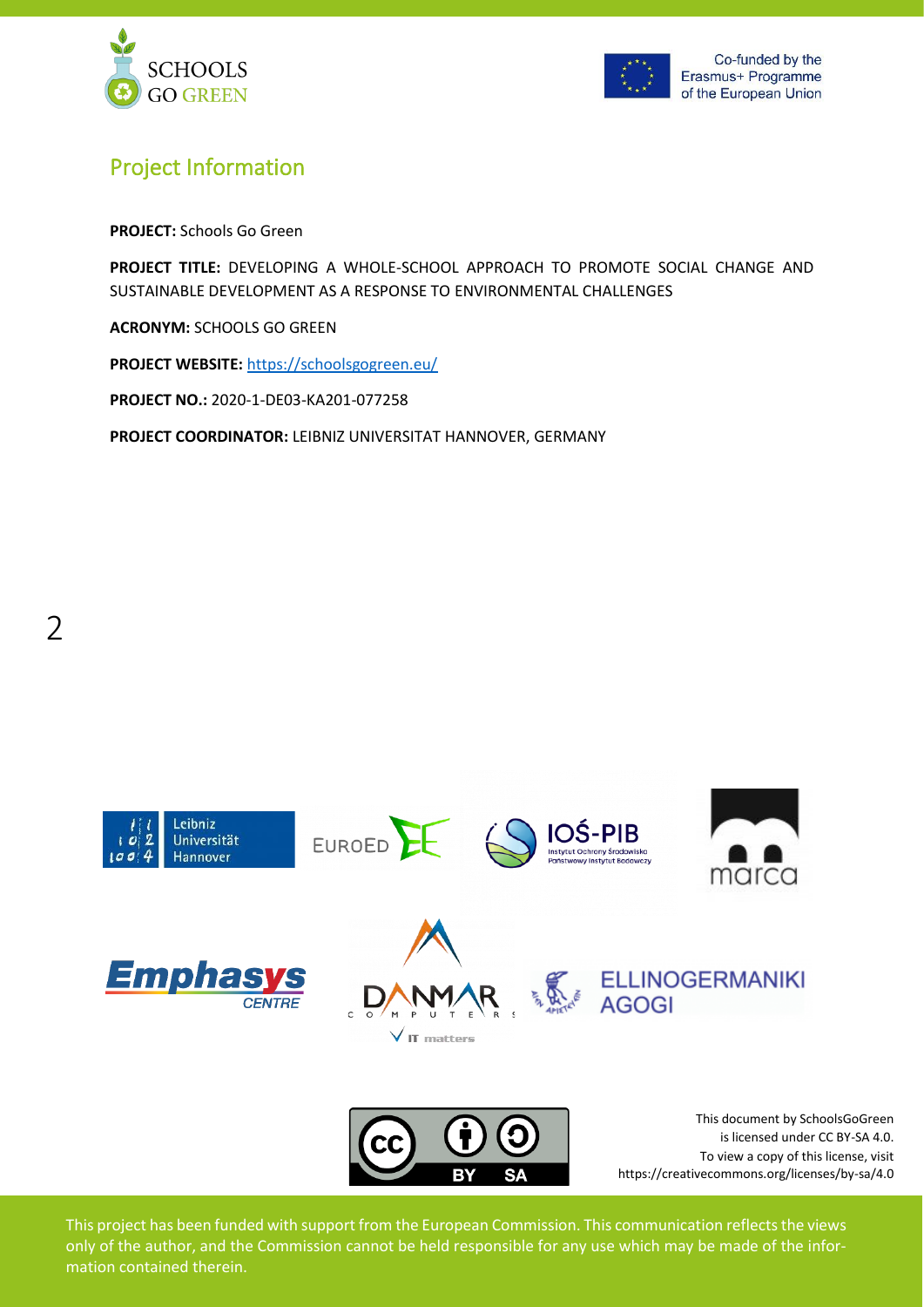## Project Information

**PROJECT:** Schools Go Green

**PROJECT TITLE:** DEVELOPING A WHOLE-SCHOOL APPROACH TO PROMOTE SOCIAL CHANGE AND SUSTAINABLE DEVELOPMENT AS A RESPONSE TO ENVIRONMENTAL CHALLENGES

**ACRONYM:** SCHOOLS GO GREEN

**PROJECT WEBSITE:** https://schoolsgogreen.eu/

**PROJECT NO.:** 2020-1-DE03-KA201-077258

**PROJECT COORDINATOR:** LEIBNIZ UNIVERSITAT HANNOVER, GERMANY

This document by SchoolsGoGreen is licensed under CC BY-SA 4.0. To view a copy of this license, visit https://creativecommons.org/licenses/by-sa/4.0

This project has been funded with support from the European Commission. This communication reflects the views only of the author, and the Commission cannot be held responsible for any use which may be made of the information contained therein.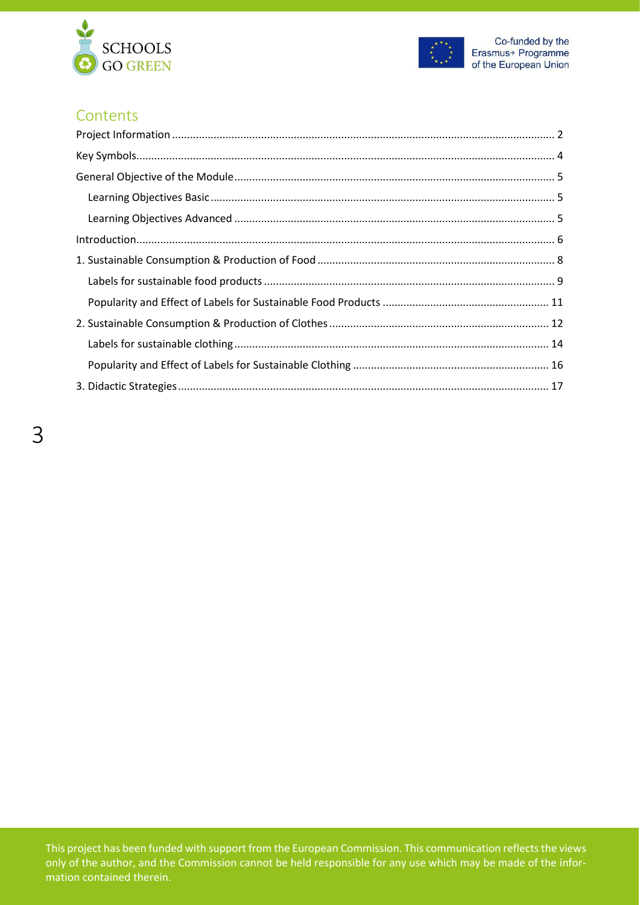# Contents

- Project Information ........ 2
- Key Symbols ........ 4
- General Objective of the Module ........ 5
  - Learning Objectives Basic ........ 5
  - Learning Objectives Advanced ........ 5
- Introduction ........ 6
- 1. Sustainable Consumption & Production of Food ........ 8
  - Labels for sustainable food products ........ 9
  - Popularity and Effect of Labels for Sustainable Food Products ........ 11
- 2. Sustainable Consumption & Production of Clothes ........ 12
  - Labels for sustainable clothing ........ 14
  - Popularity and Effect of Labels for Sustainable Clothing ........ 16
- 3. Didactic Strategies ........ 17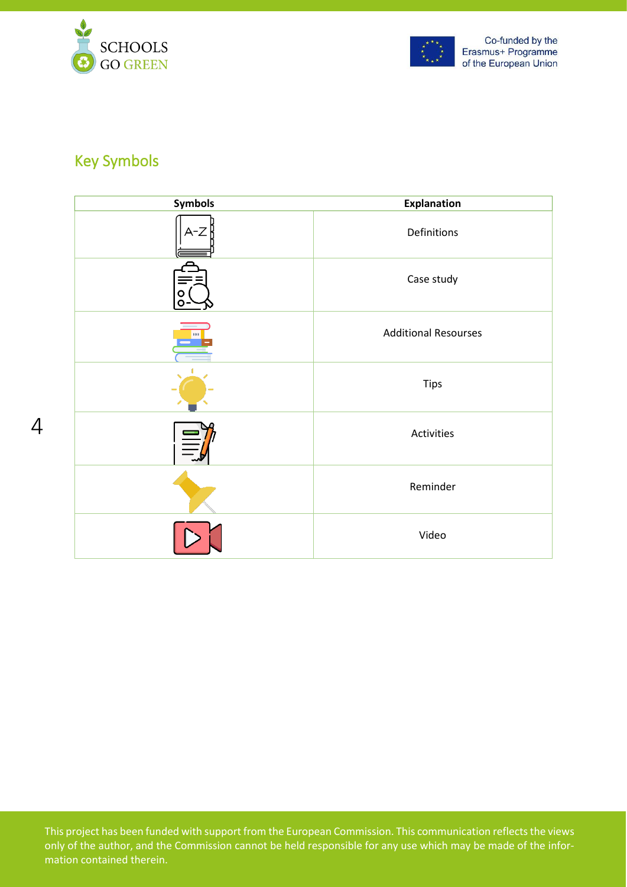## Key Symbols

| Symbols | Explanation |
|---|---|
| | Definitions |
| | Case study |
| | Additional Resourses |
| | Tips |
| | Activities |
| | Reminder |
| | Video |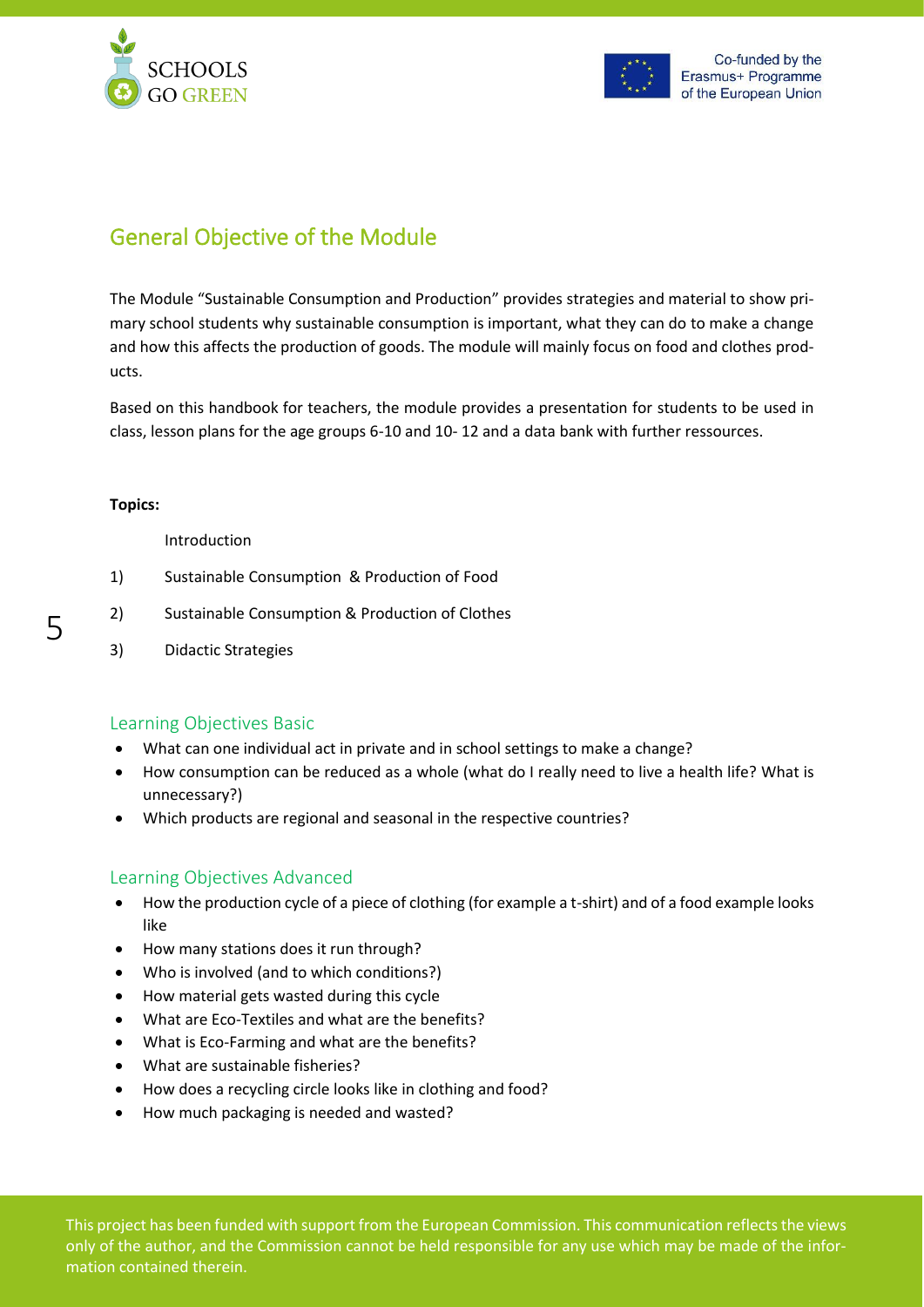## General Objective of the Module

The Module "Sustainable Consumption and Production" provides strategies and material to show primary school students why sustainable consumption is important, what they can do to make a change and how this affects the production of goods. The module will mainly focus on food and clothes products.

Based on this handbook for teachers, the module provides a presentation for students to be used in class, lesson plans for the age groups 6-10 and 10- 12 and a data bank with further ressources.

**Topics:**

Introduction

1) Sustainable Consumption & Production of Food
2) Sustainable Consumption & Production of Clothes
3) Didactic Strategies

### Learning Objectives Basic

- What can one individual act in private and in school settings to make a change?
- How consumption can be reduced as a whole (what do I really need to live a health life? What is unnecessary?)
- Which products are regional and seasonal in the respective countries?

### Learning Objectives Advanced

- How the production cycle of a piece of clothing (for example a t-shirt) and of a food example looks like
- How many stations does it run through?
- Who is involved (and to which conditions?)
- How material gets wasted during this cycle
- What are Eco-Textiles and what are the benefits?
- What is Eco-Farming and what are the benefits?
- What are sustainable fisheries?
- How does a recycling circle looks like in clothing and food?
- How much packaging is needed and wasted?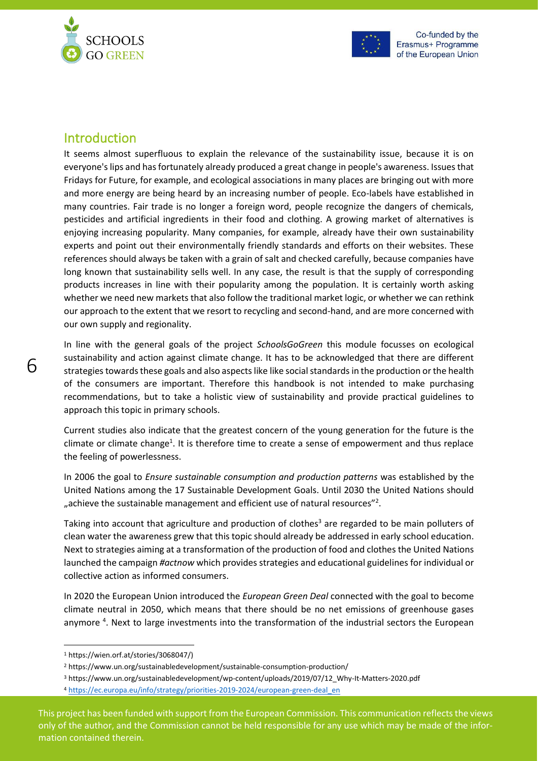## Introduction

It seems almost superfluous to explain the relevance of the sustainability issue, because it is on everyone's lips and has fortunately already produced a great change in people's awareness. Issues that Fridays for Future, for example, and ecological associations in many places are bringing out with more and more energy are being heard by an increasing number of people. Eco-labels have established in many countries. Fair trade is no longer a foreign word, people recognize the dangers of chemicals, pesticides and artificial ingredients in their food and clothing. A growing market of alternatives is enjoying increasing popularity. Many companies, for example, already have their own sustainability experts and point out their environmentally friendly standards and efforts on their websites. These references should always be taken with a grain of salt and checked carefully, because companies have long known that sustainability sells well. In any case, the result is that the supply of corresponding products increases in line with their popularity among the population. It is certainly worth asking whether we need new markets that also follow the traditional market logic, or whether we can rethink our approach to the extent that we resort to recycling and second-hand, and are more concerned with our own supply and regionality.

In line with the general goals of the project *SchoolsGoGreen* this module focusses on ecological sustainability and action against climate change. It has to be acknowledged that there are different strategies towards these goals and also aspects like like social standards in the production or the health of the consumers are important. Therefore this handbook is not intended to make purchasing recommendations, but to take a holistic view of sustainability and provide practical guidelines to approach this topic in primary schools.

Current studies also indicate that the greatest concern of the young generation for the future is the climate or climate change[1]. It is therefore time to create a sense of empowerment and thus replace the feeling of powerlessness.

In 2006 the goal to *Ensure sustainable consumption and production patterns* was established by the United Nations among the 17 Sustainable Development Goals. Until 2030 the United Nations should „achieve the sustainable management and efficient use of natural resources"[2].

Taking into account that agriculture and production of clothes[3] are regarded to be main polluters of clean water the awareness grew that this topic should already be addressed in early school education. Next to strategies aiming at a transformation of the production of food and clothes the United Nations launched the campaign *#actnow* which provides strategies and educational guidelines for individual or collective action as informed consumers.

In 2020 the European Union introduced the *European Green Deal* connected with the goal to become climate neutral in 2050, which means that there should be no net emissions of greenhouse gases anymore [4]. Next to large investments into the transformation of the industrial sectors the European

---

[1] https://wien.orf.at/stories/3068047/)

[2] https://www.un.org/sustainabledevelopment/sustainable-consumption-production/

[3] https://www.un.org/sustainabledevelopment/wp-content/uploads/2019/07/12_Why-It-Matters-2020.pdf

[4] https://ec.europa.eu/info/strategy/priorities-2019-2024/european-green-deal_en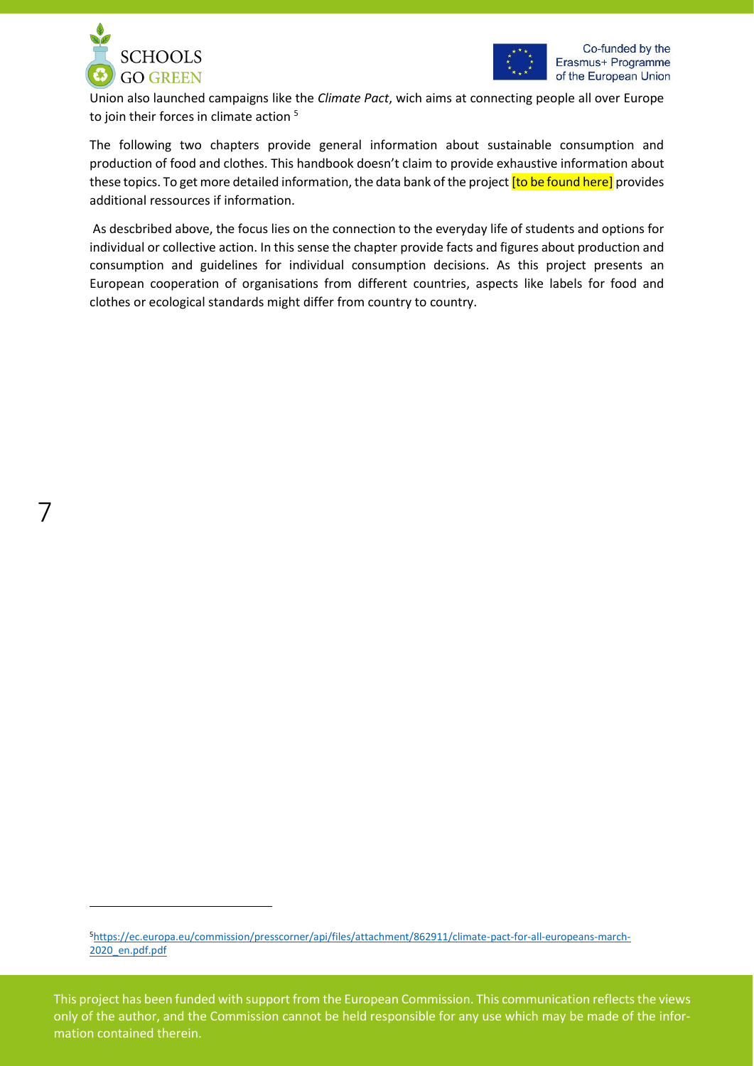Union also launched campaigns like the *Climate Pact*, wich aims at connecting people all over Europe to join their forces in climate action [5]

The following two chapters provide general information about sustainable consumption and production of food and clothes. This handbook doesn't claim to provide exhaustive information about these topics. To get more detailed information, the data bank of the project [to be found here] provides additional ressources if information.

As descbribed above, the focus lies on the connection to the everyday life of students and options for individual or collective action. In this sense the chapter provide facts and figures about production and consumption and guidelines for individual consumption decisions. As this project presents an European cooperation of organisations from different countries, aspects like labels for food and clothes or ecological standards might differ from country to country.

---

[5] https://ec.europa.eu/commission/presscorner/api/files/attachment/862911/climate-pact-for-all-europeans-march-2020_en.pdf.pdf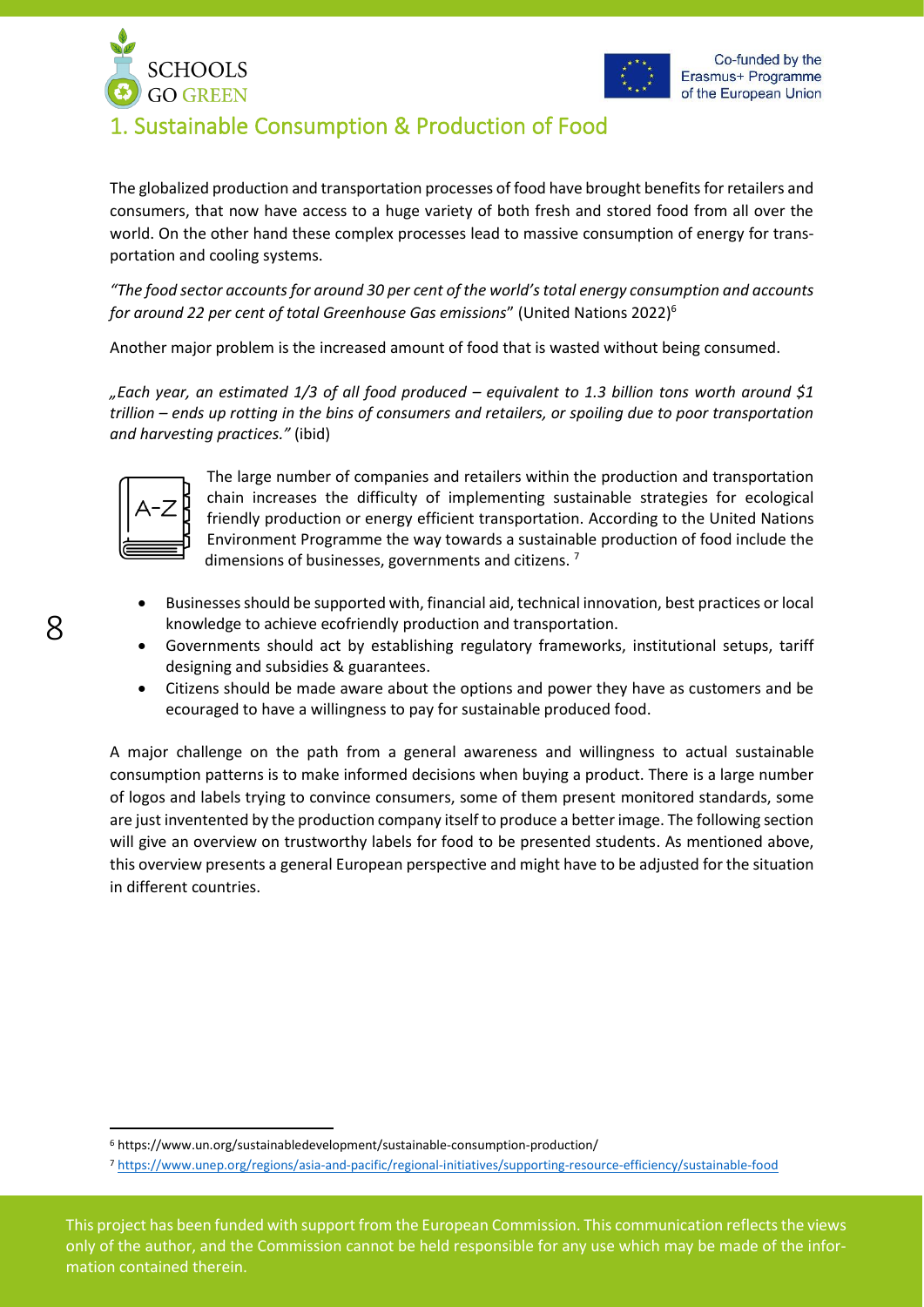# 1. Sustainable Consumption & Production of Food

The globalized production and transportation processes of food have brought benefits for retailers and consumers, that now have access to a huge variety of both fresh and stored food from all over the world. On the other hand these complex processes lead to massive consumption of energy for transportation and cooling systems.

*"The food sector accounts for around 30 per cent of the world's total energy consumption and accounts for around 22 per cent of total Greenhouse Gas emissions*" (United Nations 2022)[6]

Another major problem is the increased amount of food that is wasted without being consumed.

*„Each year, an estimated 1/3 of all food produced – equivalent to 1.3 billion tons worth around $1 trillion – ends up rotting in the bins of consumers and retailers, or spoiling due to poor transportation and harvesting practices."* (ibid)

The large number of companies and retailers within the production and transportation chain increases the difficulty of implementing sustainable strategies for ecological friendly production or energy efficient transportation. According to the United Nations Environment Programme the way towards a sustainable production of food include the dimensions of businesses, governments and citizens. [7]

- Businesses should be supported with, financial aid, technical innovation, best practices or local knowledge to achieve ecofriendly production and transportation.
- Governments should act by establishing regulatory frameworks, institutional setups, tariff designing and subsidies & guarantees.
- Citizens should be made aware about the options and power they have as customers and be ecouraged to have a willingness to pay for sustainable produced food.

A major challenge on the path from a general awareness and willingness to actual sustainable consumption patterns is to make informed decisions when buying a product. There is a large number of logos and labels trying to convince consumers, some of them present monitored standards, some are just inventented by the production company itself to produce a better image. The following section will give an overview on trustworthy labels for food to be presented students. As mentioned above, this overview presents a general European perspective and might have to be adjusted for the situation in different countries.

---

[6] https://www.un.org/sustainabledevelopment/sustainable-consumption-production/

[7] https://www.unep.org/regions/asia-and-pacific/regional-initiatives/supporting-resource-efficiency/sustainable-food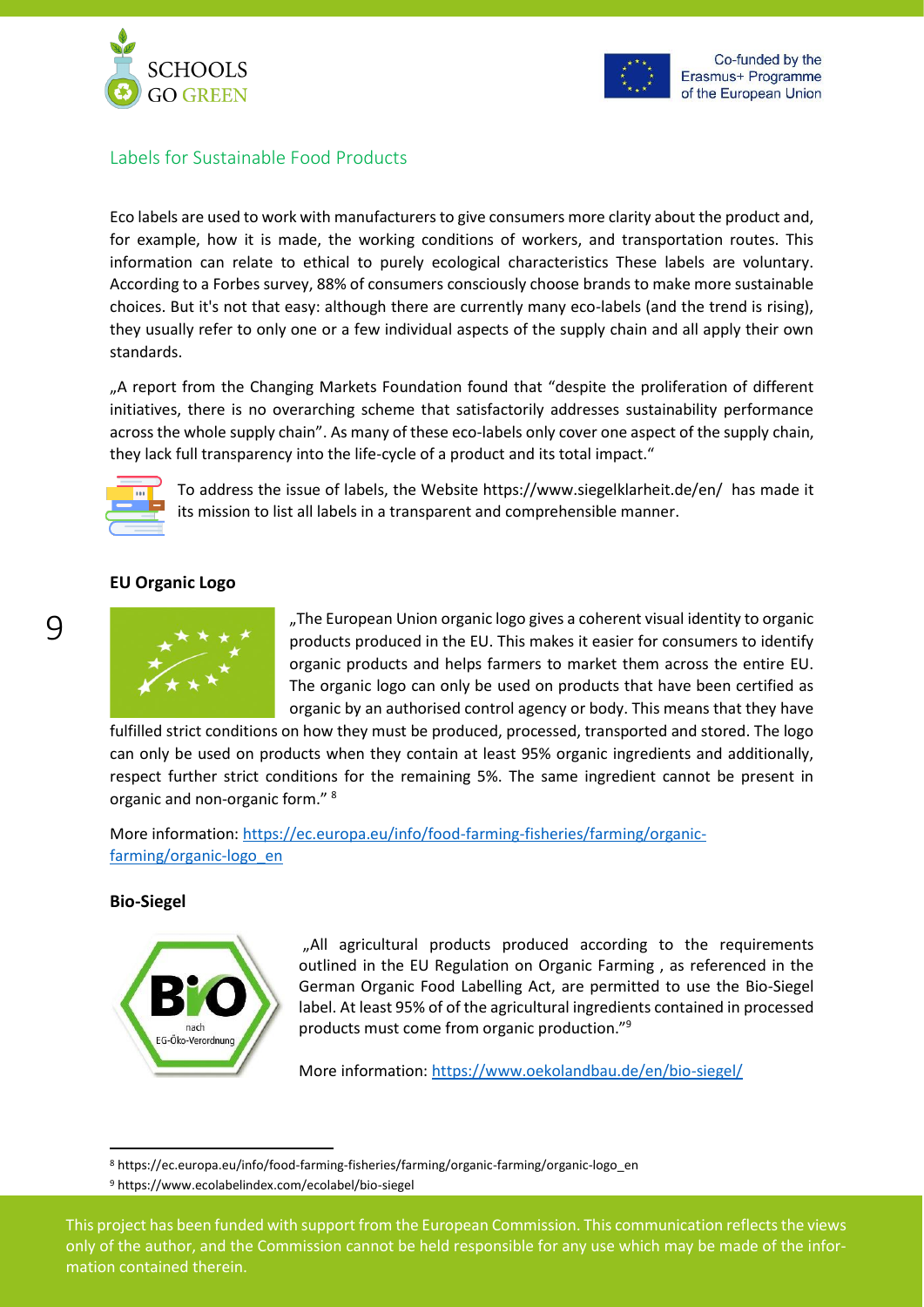## Labels for Sustainable Food Products

Eco labels are used to work with manufacturers to give consumers more clarity about the product and, for example, how it is made, the working conditions of workers, and transportation routes. This information can relate to ethical to purely ecological characteristics These labels are voluntary. According to a Forbes survey, 88% of consumers consciously choose brands to make more sustainable choices. But it's not that easy: although there are currently many eco-labels (and the trend is rising), they usually refer to only one or a few individual aspects of the supply chain and all apply their own standards.

„A report from the Changing Markets Foundation found that "despite the proliferation of different initiatives, there is no overarching scheme that satisfactorily addresses sustainability performance across the whole supply chain". As many of these eco-labels only cover one aspect of the supply chain, they lack full transparency into the life-cycle of a product and its total impact."

To address the issue of labels, the Website https://www.siegelklarheit.de/en/ has made it its mission to list all labels in a transparent and comprehensible manner.

### EU Organic Logo

„The European Union organic logo gives a coherent visual identity to organic products produced in the EU. This makes it easier for consumers to identify organic products and helps farmers to market them across the entire EU. The organic logo can only be used on products that have been certified as organic by an authorised control agency or body. This means that they have fulfilled strict conditions on how they must be produced, processed, transported and stored. The logo can only be used on products when they contain at least 95% organic ingredients and additionally, respect further strict conditions for the remaining 5%. The same ingredient cannot be present in organic and non-organic form." [8]

More information: [https://ec.europa.eu/info/food-farming-fisheries/farming/organic-farming/organic-logo_en](https://ec.europa.eu/info/food-farming-fisheries/farming/organic-farming/organic-logo_en)

### Bio-Siegel

„All agricultural products produced according to the requirements outlined in the EU Regulation on Organic Farming , as referenced in the German Organic Food Labelling Act, are permitted to use the Bio-Siegel label. At least 95% of of the agricultural ingredients contained in processed products must come from organic production."[9]

More information: [https://www.oekolandbau.de/en/bio-siegel/](https://www.oekolandbau.de/en/bio-siegel/)

---

[8] https://ec.europa.eu/info/food-farming-fisheries/farming/organic-farming/organic-logo_en

[9] https://www.ecolabelindex.com/ecolabel/bio-siegel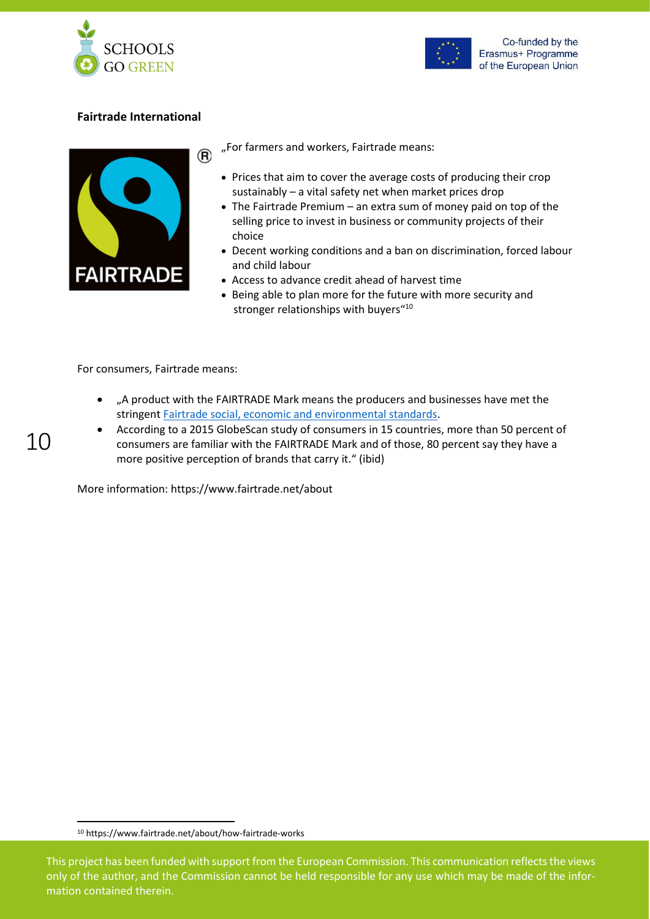**Fairtrade International**

„For farmers and workers, Fairtrade means:

- Prices that aim to cover the average costs of producing their crop sustainably – a vital safety net when market prices drop
- The Fairtrade Premium – an extra sum of money paid on top of the selling price to invest in business or community projects of their choice
- Decent working conditions and a ban on discrimination, forced labour and child labour
- Access to advance credit ahead of harvest time
- Being able to plan more for the future with more security and stronger relationships with buyers“[10]

For consumers, Fairtrade means:

- „A product with the FAIRTRADE Mark means the producers and businesses have met the stringent Fairtrade social, economic and environmental standards.
- According to a 2015 GlobeScan study of consumers in 15 countries, more than 50 percent of consumers are familiar with the FAIRTRADE Mark and of those, 80 percent say they have a more positive perception of brands that carry it.“ (ibid)

More information: https://www.fairtrade.net/about

[10] https://www.fairtrade.net/about/how-fairtrade-works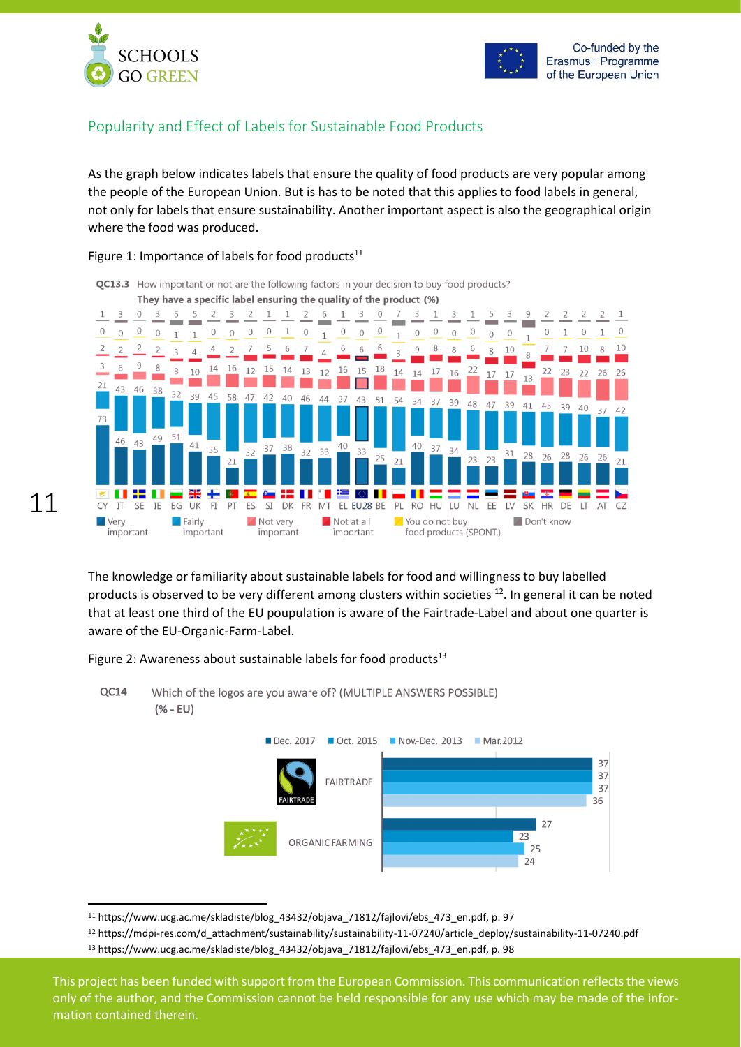## Popularity and Effect of Labels for Sustainable Food Products

As the graph below indicates labels that ensure the quality of food products are very popular among the people of the European Union. But is has to be noted that this applies to food labels in general, not only for labels that ensure sustainability. Another important aspect is also the geographical origin where the food was produced.

Figure 1: Importance of labels for food products[11]

QC13.3 How important or not are the following factors in your decision to buy food products?
They have a specific label ensuring the quality of the product (%)

| | CY | IT | SE | IE | BG | UK | FI | PT | ES | SI | DK | FR | MT | EL | EU28 | BE | PL | RO | HU | LU | NL | EE | LV | SK | HR | DE | LT | AT | CZ |
|---|---|---|---|---|---|---|---|---|---|---|---|---|---|---|---|---|---|---|---|---|---|---|---|---|---|---|---|---|---|
| Very important | 73 | 46 | 43 | 49 | 51 | 41 | 35 | 21 | 32 | 37 | 38 | 32 | 33 | 40 | 33 | 25 | 21 | 40 | 37 | 34 | 23 | 23 | 31 | 28 | 26 | 28 | 26 | 26 | 21 |
| Fairly important | 21 | 43 | 46 | 38 | 32 | 39 | 45 | 58 | 47 | 42 | 40 | 46 | 44 | 37 | 43 | 51 | 54 | 34 | 37 | 39 | 48 | 47 | 39 | 41 | 43 | 39 | 40 | 37 | 42 |
| Not very important | 3 | 6 | 9 | 8 | 8 | 10 | 14 | 16 | 12 | 15 | 14 | 13 | 12 | 16 | 15 | 18 | 14 | 14 | 17 | 16 | 22 | 17 | 17 | 13 | 22 | 23 | 22 | 26 | 26 |
| Not at all important | 2 | 2 | 2 | 2 | 3 | 4 | 4 | 2 | 7 | 5 | 6 | 7 | 4 | 6 | 6 | 6 | 3 | 9 | 8 | 8 | 6 | 8 | 10 | 8 | 7 | 7 | 10 | 8 | 10 |
| You do not buy food products (SPONT.) | 0 | 0 | 0 | 0 | 1 | 1 | 0 | 0 | 0 | 0 | 1 | 0 | 1 | 0 | 0 | 0 | 1 | 0 | 0 | 0 | 0 | 0 | 0 | 1 | 0 | 1 | 0 | 1 | 0 |
| Don't know | 1 | 3 | 0 | 3 | 5 | 5 | 2 | 3 | 2 | 1 | 1 | 2 | 6 | 1 | 3 | 0 | 7 | 3 | 1 | 3 | 1 | 5 | 3 | 9 | 2 | 2 | 2 | 2 | 1 |

The knowledge or familiarity about sustainable labels for food and willingness to buy labelled products is observed to be very different among clusters within societies [12]. In general it can be noted that at least one third of the EU poupulation is aware of the Fairtrade-Label and about one quarter is aware of the EU-Organic-Farm-Label.

Figure 2: Awareness about sustainable labels for food products[13]

QC14 Which of the logos are you aware of? (MULTIPLE ANSWERS POSSIBLE)
(% - EU)

| | Dec. 2017 | Oct. 2015 | Nov.-Dec. 2013 | Mar.2012 |
|---|---|---|---|---|
| FAIRTRADE | 37 | 37 | 37 | 36 |
| ORGANIC FARMING | 27 | 23 | 25 | 24 |

---

[11] https://www.ucg.ac.me/skladiste/blog_43432/objava_71812/fajlovi/ebs_473_en.pdf, p. 97

[12] https://mdpi-res.com/d_attachment/sustainability/sustainability-11-07240/article_deploy/sustainability-11-07240.pdf

[13] https://www.ucg.ac.me/skladiste/blog_43432/objava_71812/fajlovi/ebs_473_en.pdf, p. 98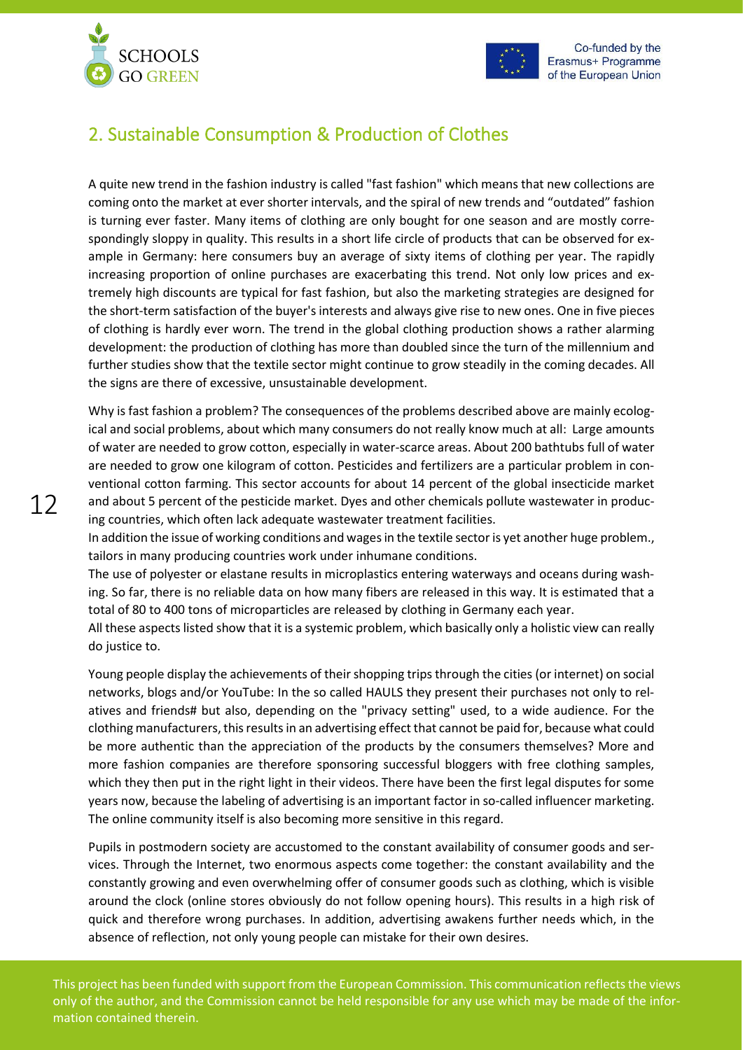## 2. Sustainable Consumption & Production of Clothes

A quite new trend in the fashion industry is called "fast fashion" which means that new collections are coming onto the market at ever shorter intervals, and the spiral of new trends and "outdated" fashion is turning ever faster. Many items of clothing are only bought for one season and are mostly correspondingly sloppy in quality. This results in a short life circle of products that can be observed for example in Germany: here consumers buy an average of sixty items of clothing per year. The rapidly increasing proportion of online purchases are exacerbating this trend. Not only low prices and extremely high discounts are typical for fast fashion, but also the marketing strategies are designed for the short-term satisfaction of the buyer's interests and always give rise to new ones. One in five pieces of clothing is hardly ever worn. The trend in the global clothing production shows a rather alarming development: the production of clothing has more than doubled since the turn of the millennium and further studies show that the textile sector might continue to grow steadily in the coming decades. All the signs are there of excessive, unsustainable development.

Why is fast fashion a problem? The consequences of the problems described above are mainly ecological and social problems, about which many consumers do not really know much at all: Large amounts of water are needed to grow cotton, especially in water-scarce areas. About 200 bathtubs full of water are needed to grow one kilogram of cotton. Pesticides and fertilizers are a particular problem in conventional cotton farming. This sector accounts for about 14 percent of the global insecticide market and about 5 percent of the pesticide market. Dyes and other chemicals pollute wastewater in producing countries, which often lack adequate wastewater treatment facilities.
In addition the issue of working conditions and wages in the textile sector is yet another huge problem., tailors in many producing countries work under inhumane conditions.
The use of polyester or elastane results in microplastics entering waterways and oceans during washing. So far, there is no reliable data on how many fibers are released in this way. It is estimated that a total of 80 to 400 tons of microparticles are released by clothing in Germany each year.
All these aspects listed show that it is a systemic problem, which basically only a holistic view can really do justice to.

Young people display the achievements of their shopping trips through the cities (or internet) on social networks, blogs and/or YouTube: In the so called HAULS they present their purchases not only to relatives and friends# but also, depending on the "privacy setting" used, to a wide audience. For the clothing manufacturers, this results in an advertising effect that cannot be paid for, because what could be more authentic than the appreciation of the products by the consumers themselves? More and more fashion companies are therefore sponsoring successful bloggers with free clothing samples, which they then put in the right light in their videos. There have been the first legal disputes for some years now, because the labeling of advertising is an important factor in so-called influencer marketing. The online community itself is also becoming more sensitive in this regard.

Pupils in postmodern society are accustomed to the constant availability of consumer goods and services. Through the Internet, two enormous aspects come together: the constant availability and the constantly growing and even overwhelming offer of consumer goods such as clothing, which is visible around the clock (online stores obviously do not follow opening hours). This results in a high risk of quick and therefore wrong purchases. In addition, advertising awakens further needs which, in the absence of reflection, not only young people can mistake for their own desires.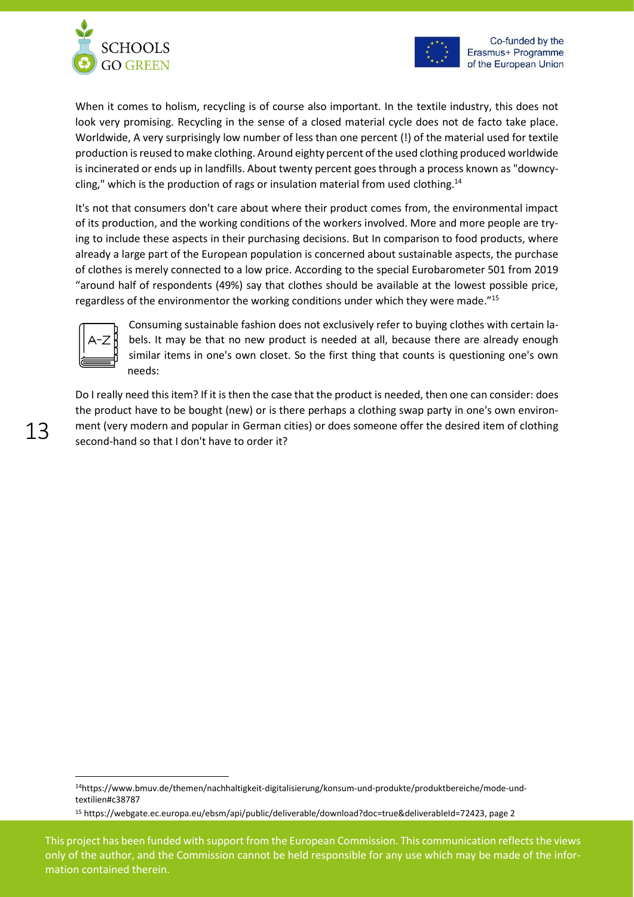When it comes to holism, recycling is of course also important. In the textile industry, this does not look very promising. Recycling in the sense of a closed material cycle does not de facto take place. Worldwide, A very surprisingly low number of less than one percent (!) of the material used for textile production is reused to make clothing. Around eighty percent of the used clothing produced worldwide is incinerated or ends up in landfills. About twenty percent goes through a process known as "downcycling," which is the production of rags or insulation material from used clothing.[14]

It's not that consumers don't care about where their product comes from, the environmental impact of its production, and the working conditions of the workers involved. More and more people are trying to include these aspects in their purchasing decisions. But In comparison to food products, where already a large part of the European population is concerned about sustainable aspects, the purchase of clothes is merely connected to a low price. According to the special Eurobarometer 501 from 2019 "around half of respondents (49%) say that clothes should be available at the lowest possible price, regardless of the environmentor the working conditions under which they were made."[15]

Consuming sustainable fashion does not exclusively refer to buying clothes with certain labels. It may be that no new product is needed at all, because there are already enough similar items in one's own closet. So the first thing that counts is questioning one's own needs:

Do I really need this item? If it is then the case that the product is needed, then one can consider: does the product have to be bought (new) or is there perhaps a clothing swap party in one's own environment (very modern and popular in German cities) or does someone offer the desired item of clothing second-hand so that I don't have to order it?

---

[14] https://www.bmuv.de/themen/nachhaltigkeit-digitalisierung/konsum-und-produkte/produktbereiche/mode-und-textilien#c38787

[15] https://webgate.ec.europa.eu/ebsm/api/public/deliverable/download?doc=true&deliverableId=72423, page 2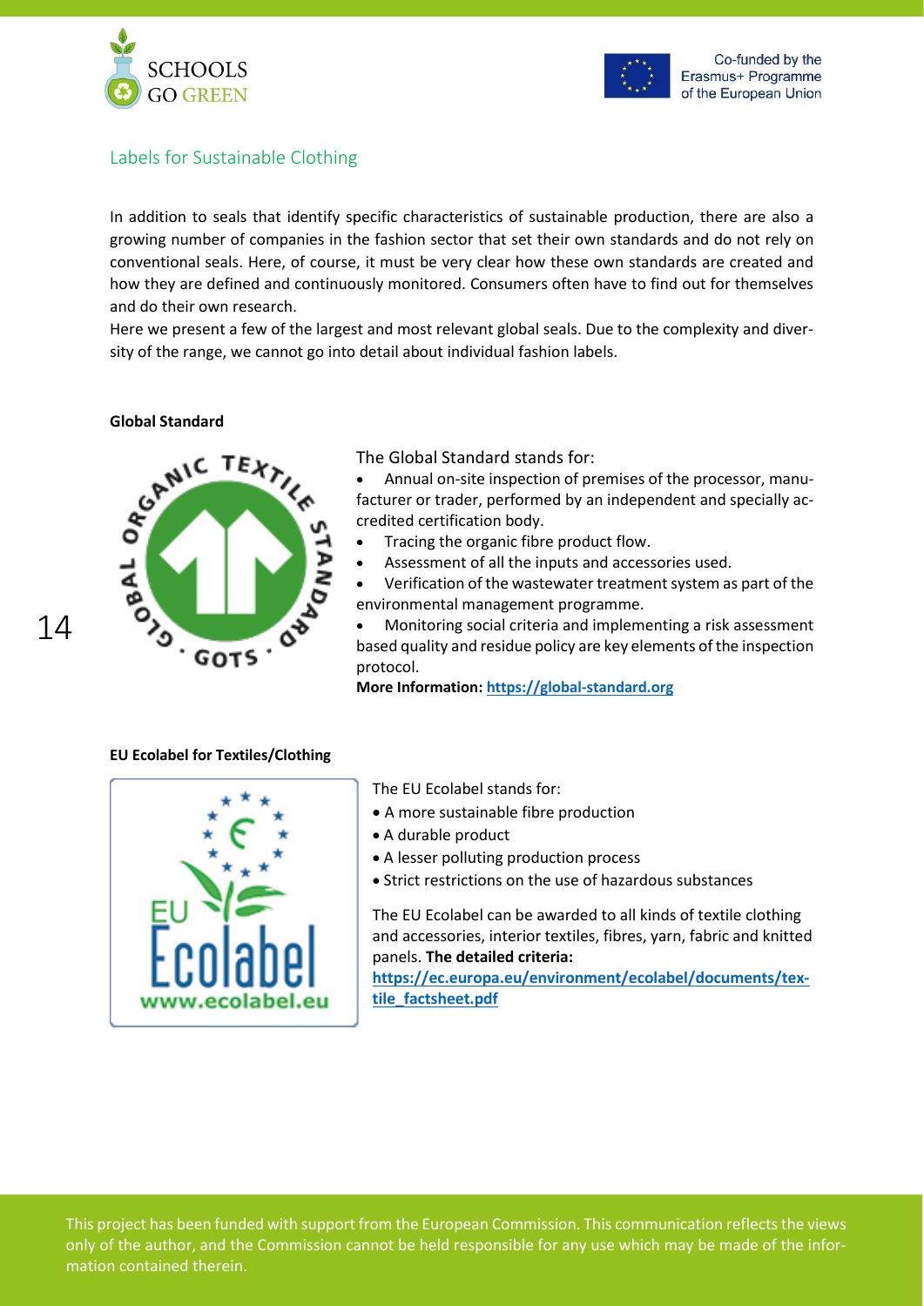## Labels for Sustainable Clothing

In addition to seals that identify specific characteristics of sustainable production, there are also a growing number of companies in the fashion sector that set their own standards and do not rely on conventional seals. Here, of course, it must be very clear how these own standards are created and how they are defined and continuously monitored. Consumers often have to find out for themselves and do their own research.

Here we present a few of the largest and most relevant global seals. Due to the complexity and diversity of the range, we cannot go into detail about individual fashion labels.

**Global Standard**

The Global Standard stands for:

- Annual on-site inspection of premises of the processor, manufacturer or trader, performed by an independent and specially accredited certification body.
- Tracing the organic fibre product flow.
- Assessment of all the inputs and accessories used.
- Verification of the wastewater treatment system as part of the environmental management programme.
- Monitoring social criteria and implementing a risk assessment based quality and residue policy are key elements of the inspection protocol.

**More Information:** https://global-standard.org

**EU Ecolabel for Textiles/Clothing**

The EU Ecolabel stands for:

- A more sustainable fibre production
- A durable product
- A lesser polluting production process
- Strict restrictions on the use of hazardous substances

The EU Ecolabel can be awarded to all kinds of textile clothing and accessories, interior textiles, fibres, yarn, fabric and knitted panels. **The detailed criteria:** https://ec.europa.eu/environment/ecolabel/documents/textile_factsheet.pdf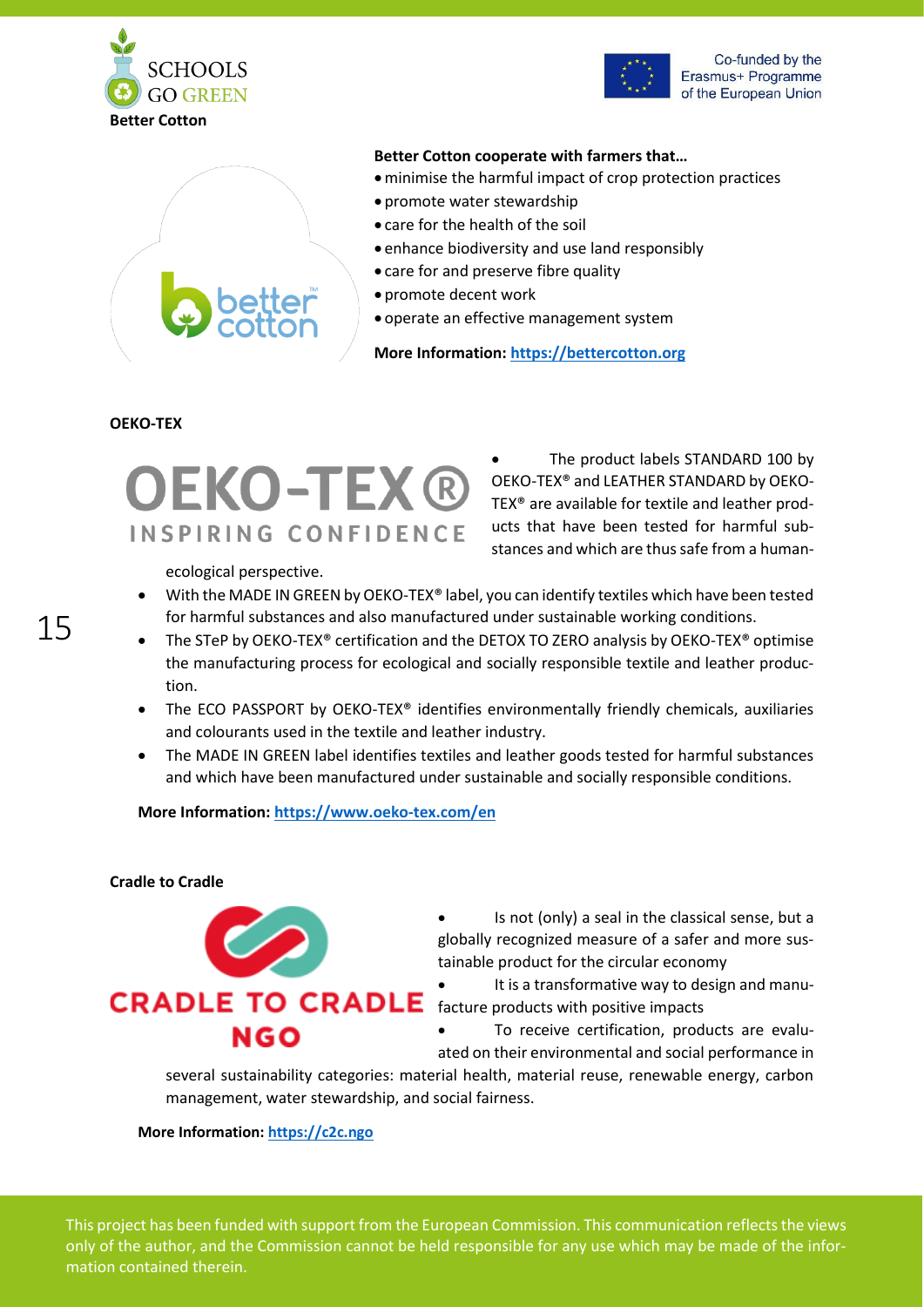**Better Cotton**

**Better Cotton cooperate with farmers that…**

- minimise the harmful impact of crop protection practices
- promote water stewardship
- care for the health of the soil
- enhance biodiversity and use land responsibly
- care for and preserve fibre quality
- promote decent work
- operate an effective management system

**More Information: [https://bettercotton.org](https://bettercotton.org)**

**OEKO-TEX**

- The product labels STANDARD 100 by OEKO-TEX® and LEATHER STANDARD by OEKO-TEX® are available for textile and leather products that have been tested for harmful substances and which are thus safe from a human-ecological perspective.
- With the MADE IN GREEN by OEKO-TEX® label, you can identify textiles which have been tested for harmful substances and also manufactured under sustainable working conditions.
- The STeP by OEKO-TEX® certification and the DETOX TO ZERO analysis by OEKO-TEX® optimise the manufacturing process for ecological and socially responsible textile and leather production.
- The ECO PASSPORT by OEKO-TEX® identifies environmentally friendly chemicals, auxiliaries and colourants used in the textile and leather industry.
- The MADE IN GREEN label identifies textiles and leather goods tested for harmful substances and which have been manufactured under sustainable and socially responsible conditions.

**More Information: [https://www.oeko-tex.com/en](https://www.oeko-tex.com/en)**

**Cradle to Cradle**

- Is not (only) a seal in the classical sense, but a globally recognized measure of a safer and more sustainable product for the circular economy
- It is a transformative way to design and manufacture products with positive impacts
- To receive certification, products are evaluated on their environmental and social performance in several sustainability categories: material health, material reuse, renewable energy, carbon management, water stewardship, and social fairness.

**More Information: [https://c2c.ngo](https://c2c.ngo)**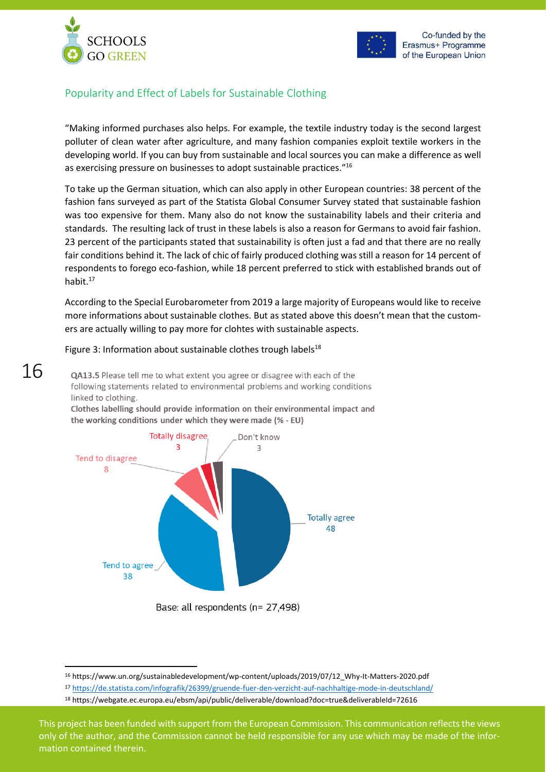## Popularity and Effect of Labels for Sustainable Clothing

"Making informed purchases also helps. For example, the textile industry today is the second largest polluter of clean water after agriculture, and many fashion companies exploit textile workers in the developing world. If you can buy from sustainable and local sources you can make a difference as well as exercising pressure on businesses to adopt sustainable practices."[16]

To take up the German situation, which can also apply in other European countries: 38 percent of the fashion fans surveyed as part of the Statista Global Consumer Survey stated that sustainable fashion was too expensive for them. Many also do not know the sustainability labels and their criteria and standards. The resulting lack of trust in these labels is also a reason for Germans to avoid fair fashion. 23 percent of the participants stated that sustainability is often just a fad and that there are no really fair conditions behind it. The lack of chic of fairly produced clothing was still a reason for 14 percent of respondents to forego eco-fashion, while 18 percent preferred to stick with established brands out of habit.[17]

According to the Special Eurobarometer from 2019 a large majority of Europeans would like to receive more informations about sustainable clothes. But as stated above this doesn't mean that the customers are actually willing to pay more for clohtes with sustainable aspects.

Figure 3: Information about sustainable clothes trough labels[18]

**QA13.5** Please tell me to what extent you agree or disagree with each of the following statements related to environmental problems and working conditions linked to clothing.

**Clothes labelling should provide information on their environmental impact and the working conditions under which they were made (% - EU)**

| Response | % |
| --- | --- |
| Totally agree | 48 |
| Tend to agree | 38 |
| Tend to disagree | 8 |
| Totally disagree | 3 |
| Don't know | 3 |

Base: all respondents (n= 27,498)

---

[16] https://www.un.org/sustainabledevelopment/wp-content/uploads/2019/07/12_Why-It-Matters-2020.pdf

[17] https://de.statista.com/infografik/26399/gruende-fuer-den-verzicht-auf-nachhaltige-mode-in-deutschland/

[18] https://webgate.ec.europa.eu/ebsm/api/public/deliverable/download?doc=true&deliverableId=72616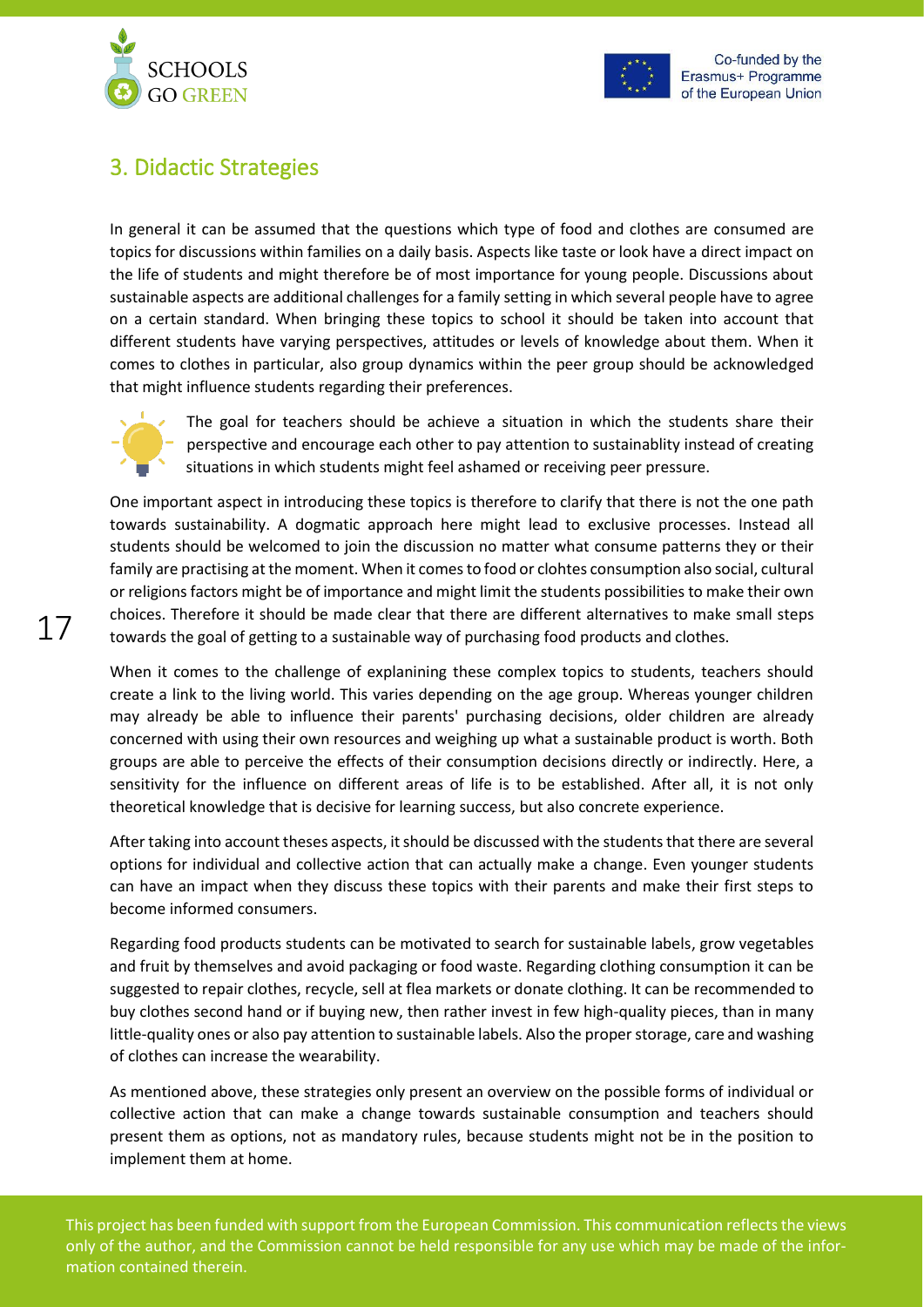## 3. Didactic Strategies

In general it can be assumed that the questions which type of food and clothes are consumed are topics for discussions within families on a daily basis. Aspects like taste or look have a direct impact on the life of students and might therefore be of most importance for young people. Discussions about sustainable aspects are additional challenges for a family setting in which several people have to agree on a certain standard. When bringing these topics to school it should be taken into account that different students have varying perspectives, attitudes or levels of knowledge about them. When it comes to clothes in particular, also group dynamics within the peer group should be acknowledged that might influence students regarding their preferences.

The goal for teachers should be achieve a situation in which the students share their perspective and encourage each other to pay attention to sustainablity instead of creating situations in which students might feel ashamed or receiving peer pressure.

One important aspect in introducing these topics is therefore to clarify that there is not the one path towards sustainability. A dogmatic approach here might lead to exclusive processes. Instead all students should be welcomed to join the discussion no matter what consume patterns they or their family are practising at the moment. When it comes to food or clohtes consumption also social, cultural or religions factors might be of importance and might limit the students possibilities to make their own choices. Therefore it should be made clear that there are different alternatives to make small steps towards the goal of getting to a sustainable way of purchasing food products and clothes.

When it comes to the challenge of explanining these complex topics to students, teachers should create a link to the living world. This varies depending on the age group. Whereas younger children may already be able to influence their parents' purchasing decisions, older children are already concerned with using their own resources and weighing up what a sustainable product is worth. Both groups are able to perceive the effects of their consumption decisions directly or indirectly. Here, a sensitivity for the influence on different areas of life is to be established. After all, it is not only theoretical knowledge that is decisive for learning success, but also concrete experience.

After taking into account theses aspects, it should be discussed with the students that there are several options for individual and collective action that can actually make a change. Even younger students can have an impact when they discuss these topics with their parents and make their first steps to become informed consumers.

Regarding food products students can be motivated to search for sustainable labels, grow vegetables and fruit by themselves and avoid packaging or food waste. Regarding clothing consumption it can be suggested to repair clothes, recycle, sell at flea markets or donate clothing. It can be recommended to buy clothes second hand or if buying new, then rather invest in few high-quality pieces, than in many little-quality ones or also pay attention to sustainable labels. Also the proper storage, care and washing of clothes can increase the wearability.

As mentioned above, these strategies only present an overview on the possible forms of individual or collective action that can make a change towards sustainable consumption and teachers should present them as options, not as mandatory rules, because students might not be in the position to implement them at home.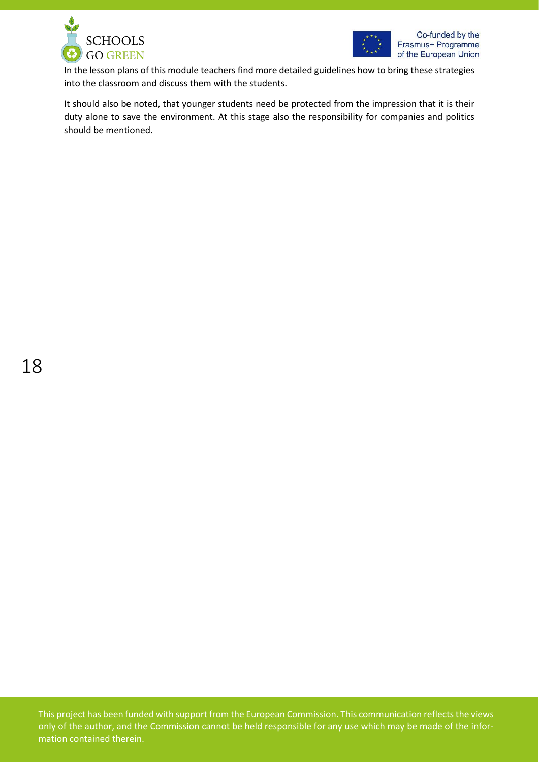In the lesson plans of this module teachers find more detailed guidelines how to bring these strategies into the classroom and discuss them with the students.

It should also be noted, that younger students need be protected from the impression that it is their duty alone to save the environment. At this stage also the responsibility for companies and politics should be mentioned.